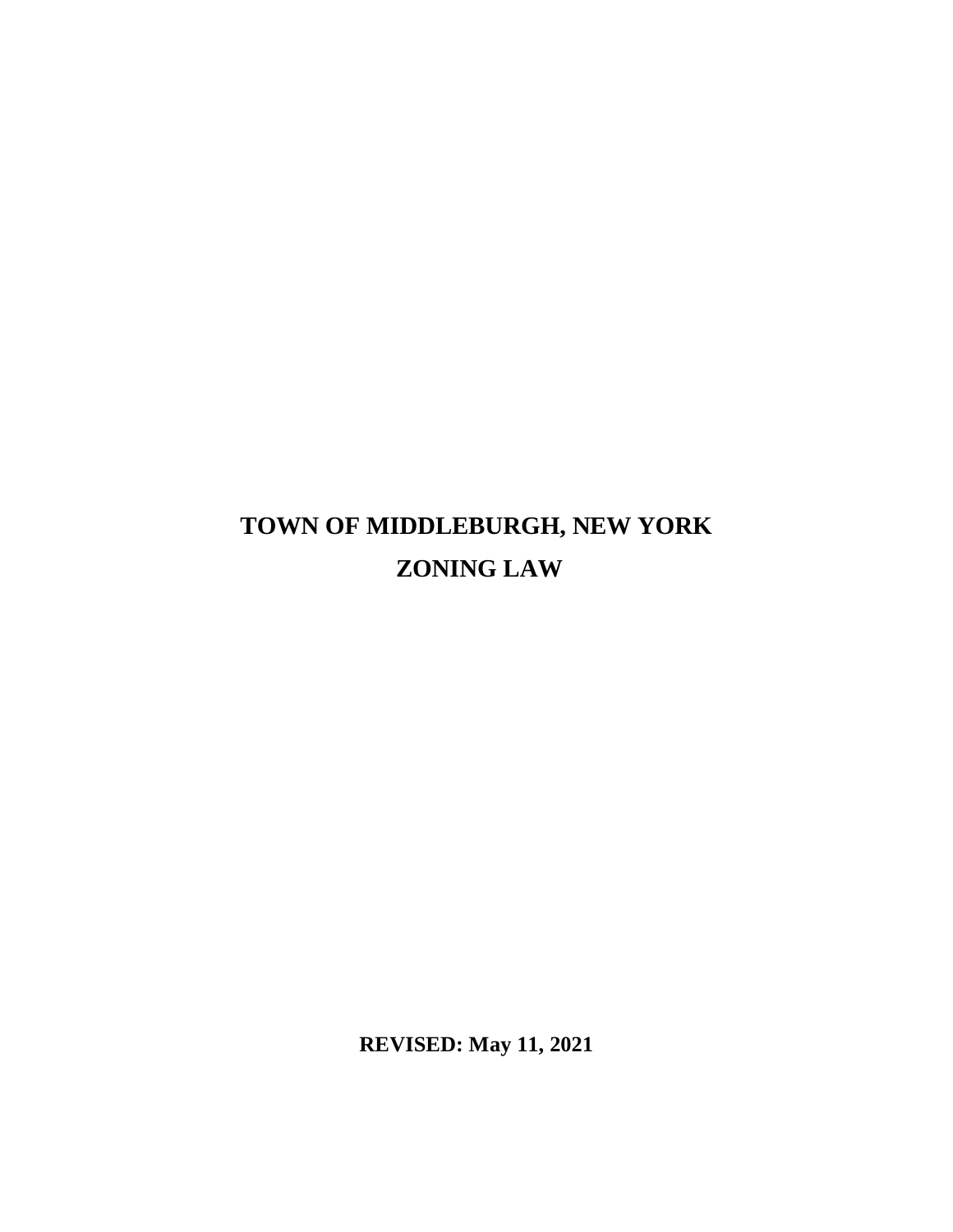# TOWN OF MIDDLEBURGH, NEW YORK

# ZONING LAW

**REVISED: May 11, 2021**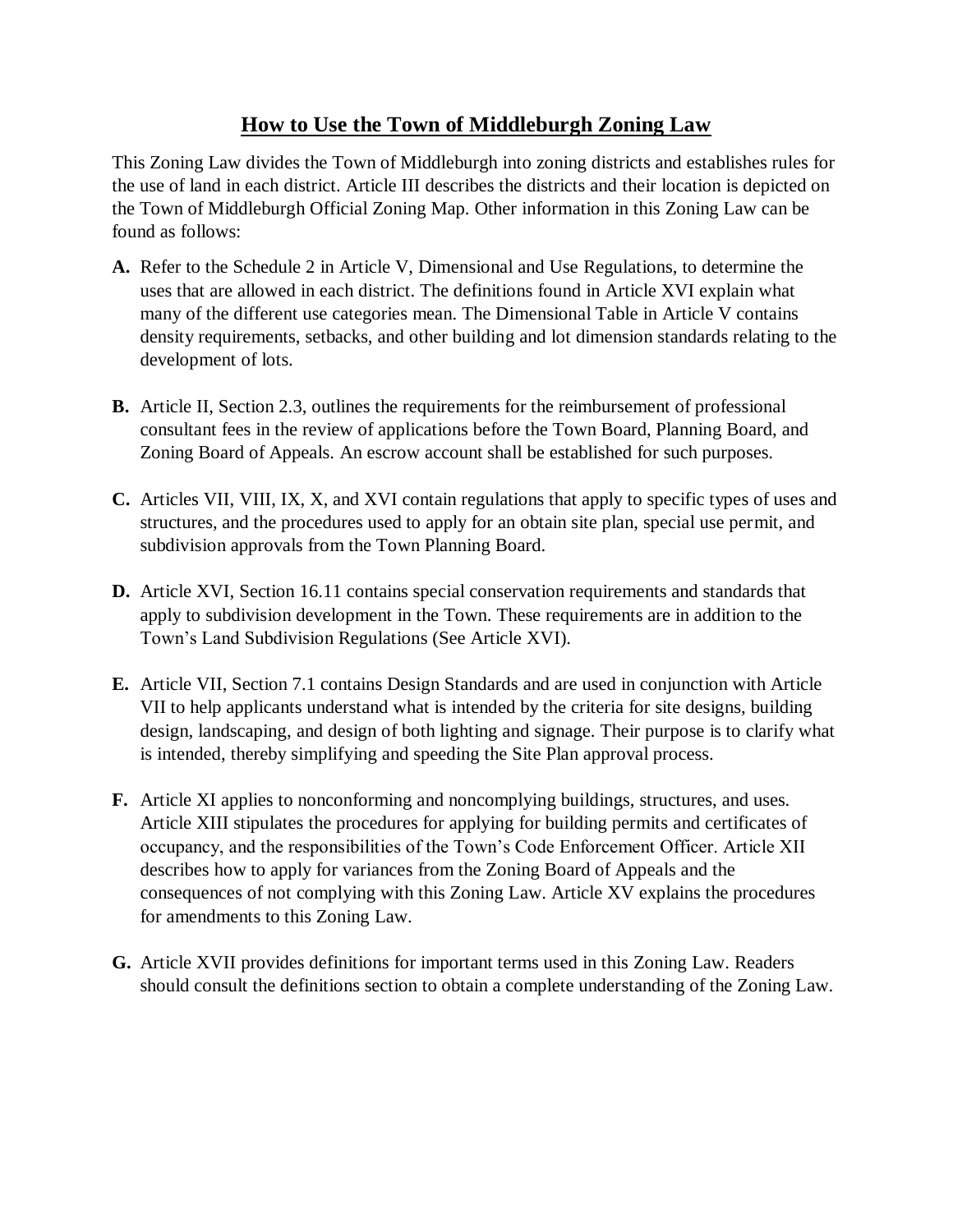# How to Use the Town of Middleburgh Zoning Law

This Zoning Law divides the Town of Middleburgh into zoning districts and establishes rules for the use of land in each district. Article III describes the districts and their location is depicted on the Town of Middleburgh Official Zoning Map. Other information in this Zoning Law can be found as follows:

**A.** Refer to the Schedule 2 in Article V, Dimensional and Use Regulations, to determine the uses that are allowed in each district. The definitions found in Article XVI explain what many of the different use categories mean. The Dimensional Table in Article V contains density requirements, setbacks, and other building and lot dimension standards relating to the development of lots.

**B.** Article II, Section 2.3, outlines the requirements for the reimbursement of professional consultant fees in the review of applications before the Town Board, Planning Board, and Zoning Board of Appeals. An escrow account shall be established for such purposes.

**C.** Articles VII, VIII, IX, X, and XVI contain regulations that apply to specific types of uses and structures, and the procedures used to apply for an obtain site plan, special use permit, and subdivision approvals from the Town Planning Board.

**D.** Article XVI, Section 16.11 contains special conservation requirements and standards that apply to subdivision development in the Town. These requirements are in addition to the Town's Land Subdivision Regulations (See Article XVI).

**E.** Article VII, Section 7.1 contains Design Standards and are used in conjunction with Article VII to help applicants understand what is intended by the criteria for site designs, building design, landscaping, and design of both lighting and signage. Their purpose is to clarify what is intended, thereby simplifying and speeding the Site Plan approval process.

**F.** Article XI applies to nonconforming and noncomplying buildings, structures, and uses. Article XIII stipulates the procedures for applying for building permits and certificates of occupancy, and the responsibilities of the Town's Code Enforcement Officer. Article XII describes how to apply for variances from the Zoning Board of Appeals and the consequences of not complying with this Zoning Law. Article XV explains the procedures for amendments to this Zoning Law.

**G.** Article XVII provides definitions for important terms used in this Zoning Law. Readers should consult the definitions section to obtain a complete understanding of the Zoning Law.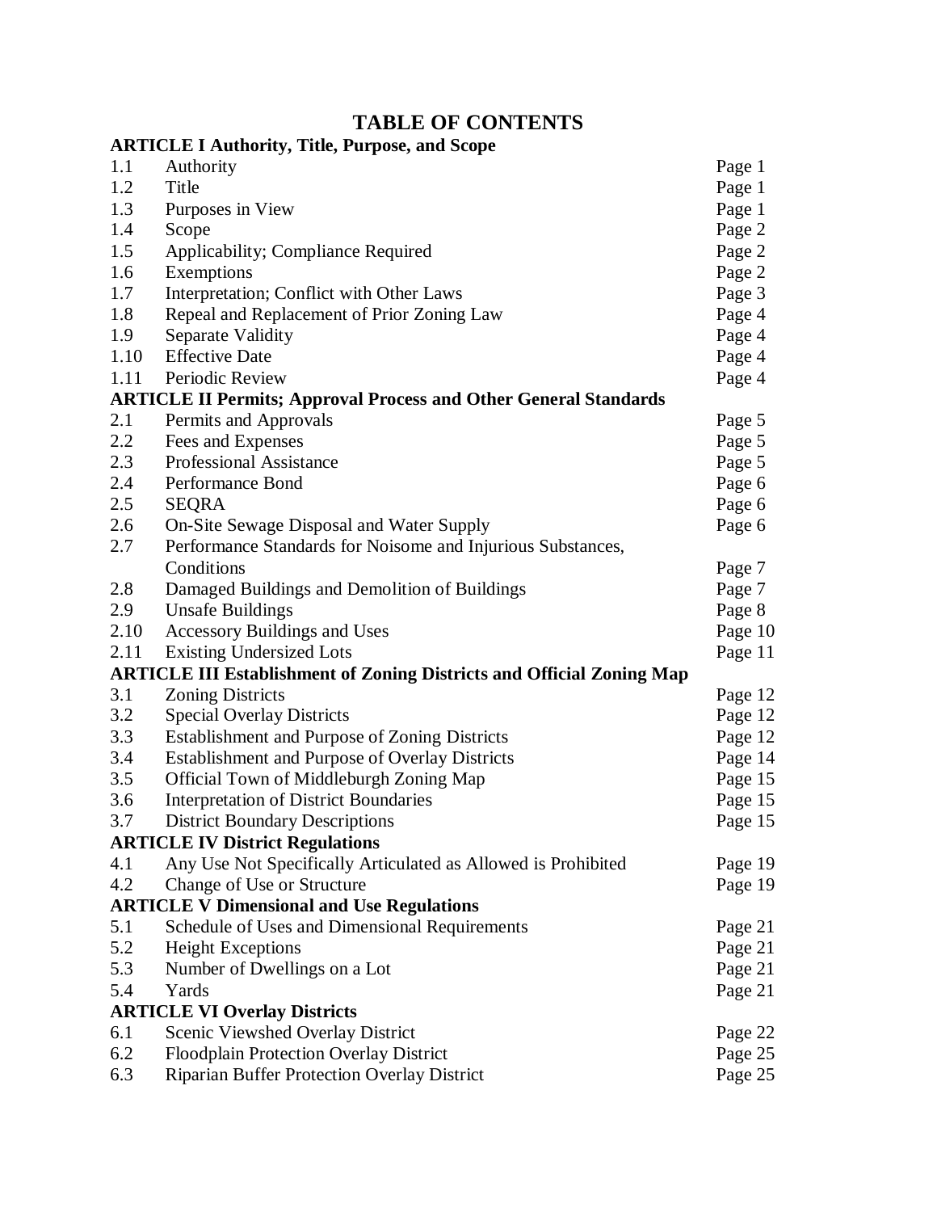# TABLE OF CONTENTS

| | | |
|---|---|---|
| **ARTICLE I Authority, Title, Purpose, and Scope** | | |
| 1.1 | Authority | Page 1 |
| 1.2 | Title | Page 1 |
| 1.3 | Purposes in View | Page 1 |
| 1.4 | Scope | Page 2 |
| 1.5 | Applicability; Compliance Required | Page 2 |
| 1.6 | Exemptions | Page 2 |
| 1.7 | Interpretation; Conflict with Other Laws | Page 3 |
| 1.8 | Repeal and Replacement of Prior Zoning Law | Page 4 |
| 1.9 | Separate Validity | Page 4 |
| 1.10 | Effective Date | Page 4 |
| 1.11 | Periodic Review | Page 4 |
| **ARTICLE II Permits; Approval Process and Other General Standards** | | |
| 2.1 | Permits and Approvals | Page 5 |
| 2.2 | Fees and Expenses | Page 5 |
| 2.3 | Professional Assistance | Page 5 |
| 2.4 | Performance Bond | Page 6 |
| 2.5 | SEQRA | Page 6 |
| 2.6 | On-Site Sewage Disposal and Water Supply | Page 6 |
| 2.7 | Performance Standards for Noisome and Injurious Substances, Conditions | Page 7 |
| 2.8 | Damaged Buildings and Demolition of Buildings | Page 7 |
| 2.9 | Unsafe Buildings | Page 8 |
| 2.10 | Accessory Buildings and Uses | Page 10 |
| 2.11 | Existing Undersized Lots | Page 11 |
| **ARTICLE III Establishment of Zoning Districts and Official Zoning Map** | | |
| 3.1 | Zoning Districts | Page 12 |
| 3.2 | Special Overlay Districts | Page 12 |
| 3.3 | Establishment and Purpose of Zoning Districts | Page 12 |
| 3.4 | Establishment and Purpose of Overlay Districts | Page 14 |
| 3.5 | Official Town of Middleburgh Zoning Map | Page 15 |
| 3.6 | Interpretation of District Boundaries | Page 15 |
| 3.7 | District Boundary Descriptions | Page 15 |
| **ARTICLE IV District Regulations** | | |
| 4.1 | Any Use Not Specifically Articulated as Allowed is Prohibited | Page 19 |
| 4.2 | Change of Use or Structure | Page 19 |
| **ARTICLE V Dimensional and Use Regulations** | | |
| 5.1 | Schedule of Uses and Dimensional Requirements | Page 21 |
| 5.2 | Height Exceptions | Page 21 |
| 5.3 | Number of Dwellings on a Lot | Page 21 |
| 5.4 | Yards | Page 21 |
| **ARTICLE VI Overlay Districts** | | |
| 6.1 | Scenic Viewshed Overlay District | Page 22 |
| 6.2 | Floodplain Protection Overlay District | Page 25 |
| 6.3 | Riparian Buffer Protection Overlay District | Page 25 |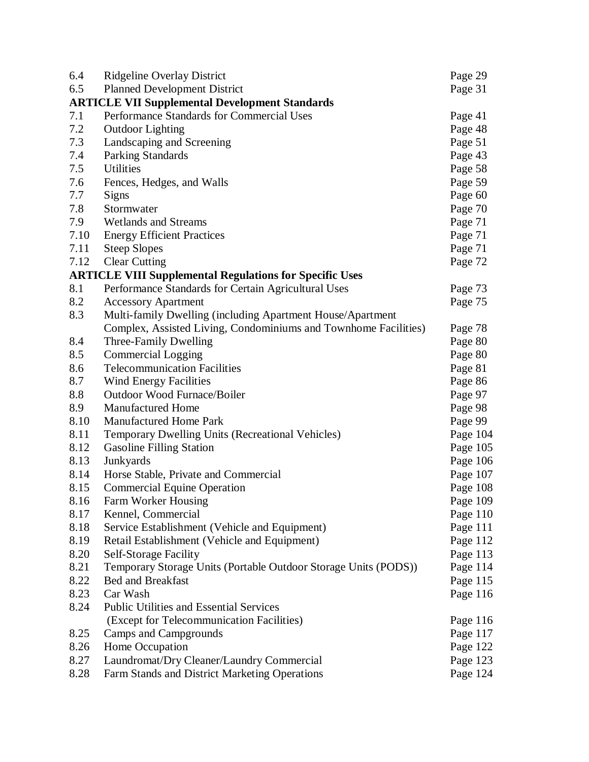| | | |
|---|---|---|
| 6.4 | Ridgeline Overlay District | Page 29 |
| 6.5 | Planned Development District | Page 31 |
| **ARTICLE VII Supplemental Development Standards** | | |
| 7.1 | Performance Standards for Commercial Uses | Page 41 |
| 7.2 | Outdoor Lighting | Page 48 |
| 7.3 | Landscaping and Screening | Page 51 |
| 7.4 | Parking Standards | Page 43 |
| 7.5 | Utilities | Page 58 |
| 7.6 | Fences, Hedges, and Walls | Page 59 |
| 7.7 | Signs | Page 60 |
| 7.8 | Stormwater | Page 70 |
| 7.9 | Wetlands and Streams | Page 71 |
| 7.10 | Energy Efficient Practices | Page 71 |
| 7.11 | Steep Slopes | Page 71 |
| 7.12 | Clear Cutting | Page 72 |
| **ARTICLE VIII Supplemental Regulations for Specific Uses** | | |
| 8.1 | Performance Standards for Certain Agricultural Uses | Page 73 |
| 8.2 | Accessory Apartment | Page 75 |
| 8.3 | Multi-family Dwelling (including Apartment House/Apartment Complex, Assisted Living, Condominiums and Townhome Facilities) | Page 78 |
| 8.4 | Three-Family Dwelling | Page 80 |
| 8.5 | Commercial Logging | Page 80 |
| 8.6 | Telecommunication Facilities | Page 81 |
| 8.7 | Wind Energy Facilities | Page 86 |
| 8.8 | Outdoor Wood Furnace/Boiler | Page 97 |
| 8.9 | Manufactured Home | Page 98 |
| 8.10 | Manufactured Home Park | Page 99 |
| 8.11 | Temporary Dwelling Units (Recreational Vehicles) | Page 104 |
| 8.12 | Gasoline Filling Station | Page 105 |
| 8.13 | Junkyards | Page 106 |
| 8.14 | Horse Stable, Private and Commercial | Page 107 |
| 8.15 | Commercial Equine Operation | Page 108 |
| 8.16 | Farm Worker Housing | Page 109 |
| 8.17 | Kennel, Commercial | Page 110 |
| 8.18 | Service Establishment (Vehicle and Equipment) | Page 111 |
| 8.19 | Retail Establishment (Vehicle and Equipment) | Page 112 |
| 8.20 | Self-Storage Facility | Page 113 |
| 8.21 | Temporary Storage Units (Portable Outdoor Storage Units (PODS)) | Page 114 |
| 8.22 | Bed and Breakfast | Page 115 |
| 8.23 | Car Wash | Page 116 |
| 8.24 | Public Utilities and Essential Services (Except for Telecommunication Facilities) | Page 116 |
| 8.25 | Camps and Campgrounds | Page 117 |
| 8.26 | Home Occupation | Page 122 |
| 8.27 | Laundromat/Dry Cleaner/Laundry Commercial | Page 123 |
| 8.28 | Farm Stands and District Marketing Operations | Page 124 |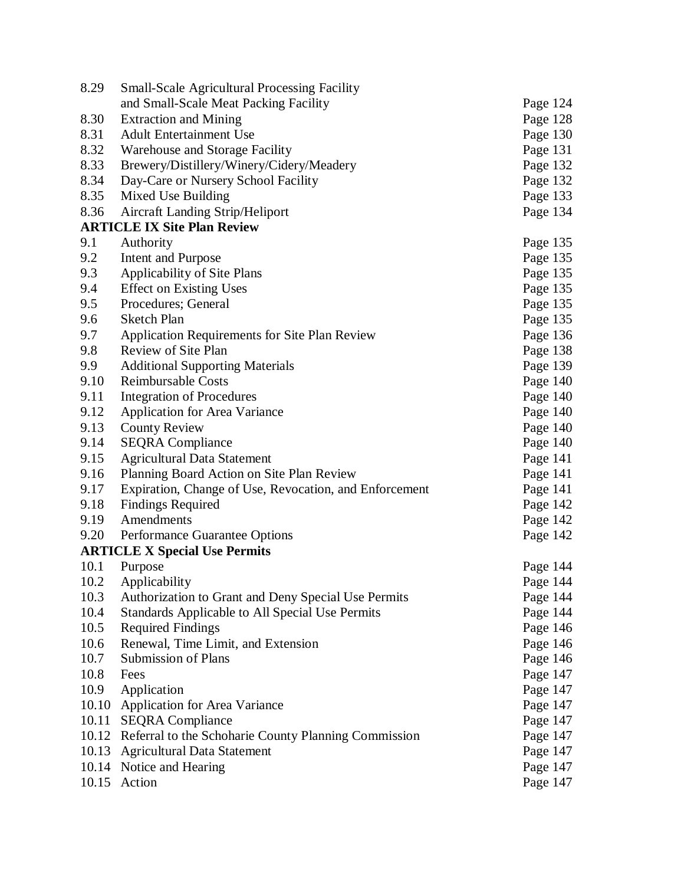| | | |
|---|---|---|
| 8.29 | Small-Scale Agricultural Processing Facility and Small-Scale Meat Packing Facility | Page 124 |
| 8.30 | Extraction and Mining | Page 128 |
| 8.31 | Adult Entertainment Use | Page 130 |
| 8.32 | Warehouse and Storage Facility | Page 131 |
| 8.33 | Brewery/Distillery/Winery/Cidery/Meadery | Page 132 |
| 8.34 | Day-Care or Nursery School Facility | Page 132 |
| 8.35 | Mixed Use Building | Page 133 |
| 8.36 | Aircraft Landing Strip/Heliport | Page 134 |
| **ARTICLE IX Site Plan Review** | | |
| 9.1 | Authority | Page 135 |
| 9.2 | Intent and Purpose | Page 135 |
| 9.3 | Applicability of Site Plans | Page 135 |
| 9.4 | Effect on Existing Uses | Page 135 |
| 9.5 | Procedures; General | Page 135 |
| 9.6 | Sketch Plan | Page 135 |
| 9.7 | Application Requirements for Site Plan Review | Page 136 |
| 9.8 | Review of Site Plan | Page 138 |
| 9.9 | Additional Supporting Materials | Page 139 |
| 9.10 | Reimbursable Costs | Page 140 |
| 9.11 | Integration of Procedures | Page 140 |
| 9.12 | Application for Area Variance | Page 140 |
| 9.13 | County Review | Page 140 |
| 9.14 | SEQRA Compliance | Page 140 |
| 9.15 | Agricultural Data Statement | Page 141 |
| 9.16 | Planning Board Action on Site Plan Review | Page 141 |
| 9.17 | Expiration, Change of Use, Revocation, and Enforcement | Page 141 |
| 9.18 | Findings Required | Page 142 |
| 9.19 | Amendments | Page 142 |
| 9.20 | Performance Guarantee Options | Page 142 |
| **ARTICLE X Special Use Permits** | | |
| 10.1 | Purpose | Page 144 |
| 10.2 | Applicability | Page 144 |
| 10.3 | Authorization to Grant and Deny Special Use Permits | Page 144 |
| 10.4 | Standards Applicable to All Special Use Permits | Page 144 |
| 10.5 | Required Findings | Page 146 |
| 10.6 | Renewal, Time Limit, and Extension | Page 146 |
| 10.7 | Submission of Plans | Page 146 |
| 10.8 | Fees | Page 147 |
| 10.9 | Application | Page 147 |
| 10.10 | Application for Area Variance | Page 147 |
| 10.11 | SEQRA Compliance | Page 147 |
| 10.12 | Referral to the Schoharie County Planning Commission | Page 147 |
| 10.13 | Agricultural Data Statement | Page 147 |
| 10.14 | Notice and Hearing | Page 147 |
| 10.15 | Action | Page 147 |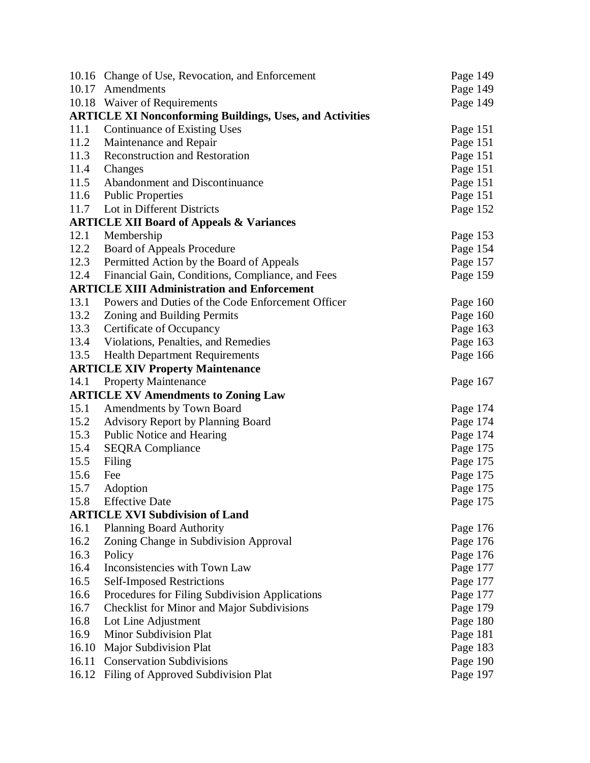| | | |
|---|---|---|
| 10.16 | Change of Use, Revocation, and Enforcement | Page 149 |
| 10.17 | Amendments | Page 149 |
| 10.18 | Waiver of Requirements | Page 149 |
| **ARTICLE XI Nonconforming Buildings, Uses, and Activities** | | |
| 11.1 | Continuance of Existing Uses | Page 151 |
| 11.2 | Maintenance and Repair | Page 151 |
| 11.3 | Reconstruction and Restoration | Page 151 |
| 11.4 | Changes | Page 151 |
| 11.5 | Abandonment and Discontinuance | Page 151 |
| 11.6 | Public Properties | Page 151 |
| 11.7 | Lot in Different Districts | Page 152 |
| **ARTICLE XII Board of Appeals & Variances** | | |
| 12.1 | Membership | Page 153 |
| 12.2 | Board of Appeals Procedure | Page 154 |
| 12.3 | Permitted Action by the Board of Appeals | Page 157 |
| 12.4 | Financial Gain, Conditions, Compliance, and Fees | Page 159 |
| **ARTICLE XIII Administration and Enforcement** | | |
| 13.1 | Powers and Duties of the Code Enforcement Officer | Page 160 |
| 13.2 | Zoning and Building Permits | Page 160 |
| 13.3 | Certificate of Occupancy | Page 163 |
| 13.4 | Violations, Penalties, and Remedies | Page 163 |
| 13.5 | Health Department Requirements | Page 166 |
| **ARTICLE XIV Property Maintenance** | | |
| 14.1 | Property Maintenance | Page 167 |
| **ARTICLE XV Amendments to Zoning Law** | | |
| 15.1 | Amendments by Town Board | Page 174 |
| 15.2 | Advisory Report by Planning Board | Page 174 |
| 15.3 | Public Notice and Hearing | Page 174 |
| 15.4 | SEQRA Compliance | Page 175 |
| 15.5 | Filing | Page 175 |
| 15.6 | Fee | Page 175 |
| 15.7 | Adoption | Page 175 |
| 15.8 | Effective Date | Page 175 |
| **ARTICLE XVI Subdivision of Land** | | |
| 16.1 | Planning Board Authority | Page 176 |
| 16.2 | Zoning Change in Subdivision Approval | Page 176 |
| 16.3 | Policy | Page 176 |
| 16.4 | Inconsistencies with Town Law | Page 177 |
| 16.5 | Self-Imposed Restrictions | Page 177 |
| 16.6 | Procedures for Filing Subdivision Applications | Page 177 |
| 16.7 | Checklist for Minor and Major Subdivisions | Page 179 |
| 16.8 | Lot Line Adjustment | Page 180 |
| 16.9 | Minor Subdivision Plat | Page 181 |
| 16.10 | Major Subdivision Plat | Page 183 |
| 16.11 | Conservation Subdivisions | Page 190 |
| 16.12 | Filing of Approved Subdivision Plat | Page 197 |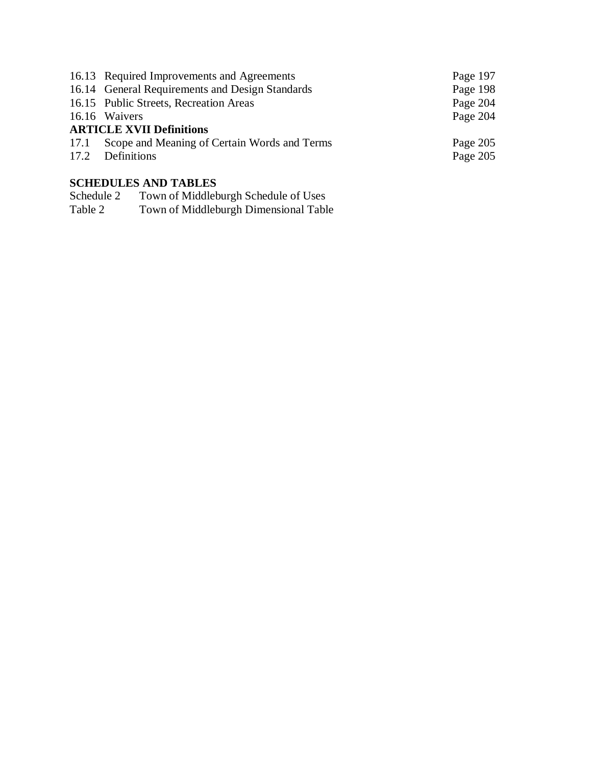| | | |
|---|---|---|
| 16.13 | Required Improvements and Agreements | Page 197 |
| 16.14 | General Requirements and Design Standards | Page 198 |
| 16.15 | Public Streets, Recreation Areas | Page 204 |
| 16.16 | Waivers | Page 204 |
| **ARTICLE XVII Definitions** | | |
| 17.1 | Scope and Meaning of Certain Words and Terms | Page 205 |
| 17.2 | Definitions | Page 205 |

**SCHEDULES AND TABLES**

| | |
|---|---|
| Schedule 2 | Town of Middleburgh Schedule of Uses |
| Table 2 | Town of Middleburgh Dimensional Table |